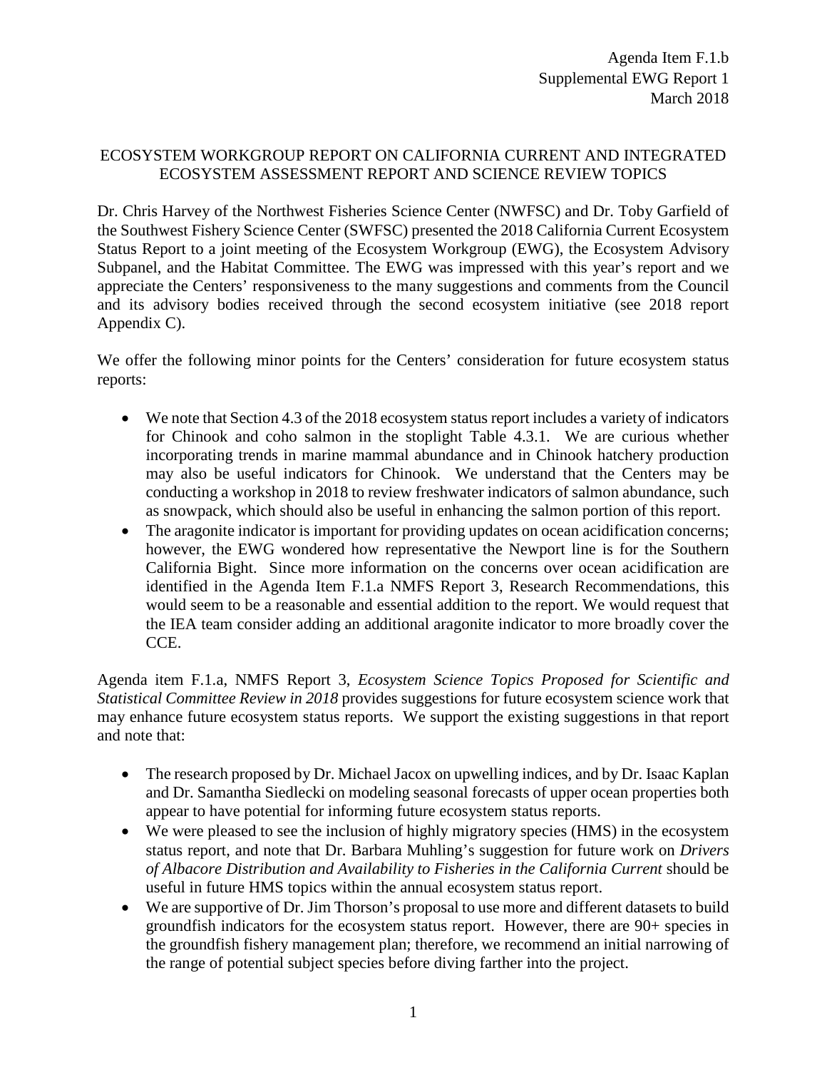Agenda Item F.1.b
Supplemental EWG Report 1
March 2018

# ECOSYSTEM WORKGROUP REPORT ON CALIFORNIA CURRENT AND INTEGRATED ECOSYSTEM ASSESSMENT REPORT AND SCIENCE REVIEW TOPICS

Dr. Chris Harvey of the Northwest Fisheries Science Center (NWFSC) and Dr. Toby Garfield of the Southwest Fishery Science Center (SWFSC) presented the 2018 California Current Ecosystem Status Report to a joint meeting of the Ecosystem Workgroup (EWG), the Ecosystem Advisory Subpanel, and the Habitat Committee. The EWG was impressed with this year's report and we appreciate the Centers' responsiveness to the many suggestions and comments from the Council and its advisory bodies received through the second ecosystem initiative (see 2018 report Appendix C).

We offer the following minor points for the Centers' consideration for future ecosystem status reports:

- We note that Section 4.3 of the 2018 ecosystem status report includes a variety of indicators for Chinook and coho salmon in the stoplight Table 4.3.1. We are curious whether incorporating trends in marine mammal abundance and in Chinook hatchery production may also be useful indicators for Chinook. We understand that the Centers may be conducting a workshop in 2018 to review freshwater indicators of salmon abundance, such as snowpack, which should also be useful in enhancing the salmon portion of this report.
- The aragonite indicator is important for providing updates on ocean acidification concerns; however, the EWG wondered how representative the Newport line is for the Southern California Bight. Since more information on the concerns over ocean acidification are identified in the Agenda Item F.1.a NMFS Report 3, Research Recommendations, this would seem to be a reasonable and essential addition to the report. We would request that the IEA team consider adding an additional aragonite indicator to more broadly cover the CCE.

Agenda item F.1.a, NMFS Report 3, *Ecosystem Science Topics Proposed for Scientific and Statistical Committee Review in 2018* provides suggestions for future ecosystem science work that may enhance future ecosystem status reports. We support the existing suggestions in that report and note that:

- The research proposed by Dr. Michael Jacox on upwelling indices, and by Dr. Isaac Kaplan and Dr. Samantha Siedlecki on modeling seasonal forecasts of upper ocean properties both appear to have potential for informing future ecosystem status reports.
- We were pleased to see the inclusion of highly migratory species (HMS) in the ecosystem status report, and note that Dr. Barbara Muhling's suggestion for future work on *Drivers of Albacore Distribution and Availability to Fisheries in the California Current* should be useful in future HMS topics within the annual ecosystem status report.
- We are supportive of Dr. Jim Thorson's proposal to use more and different datasets to build groundfish indicators for the ecosystem status report. However, there are 90+ species in the groundfish fishery management plan; therefore, we recommend an initial narrowing of the range of potential subject species before diving farther into the project.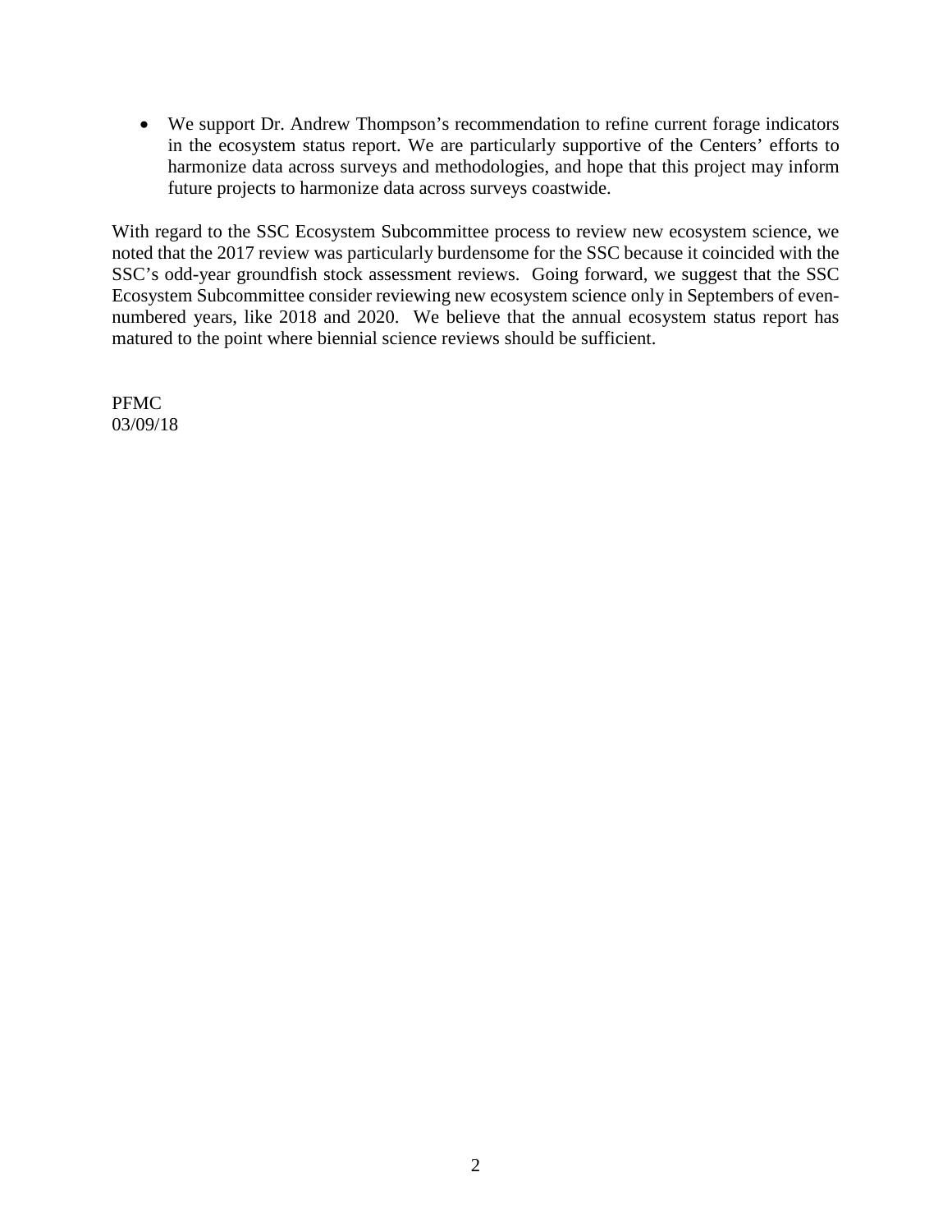- We support Dr. Andrew Thompson's recommendation to refine current forage indicators in the ecosystem status report. We are particularly supportive of the Centers' efforts to harmonize data across surveys and methodologies, and hope that this project may inform future projects to harmonize data across surveys coastwide.

With regard to the SSC Ecosystem Subcommittee process to review new ecosystem science, we noted that the 2017 review was particularly burdensome for the SSC because it coincided with the SSC's odd-year groundfish stock assessment reviews. Going forward, we suggest that the SSC Ecosystem Subcommittee consider reviewing new ecosystem science only in Septembers of even-numbered years, like 2018 and 2020. We believe that the annual ecosystem status report has matured to the point where biennial science reviews should be sufficient.

PFMC
03/09/18